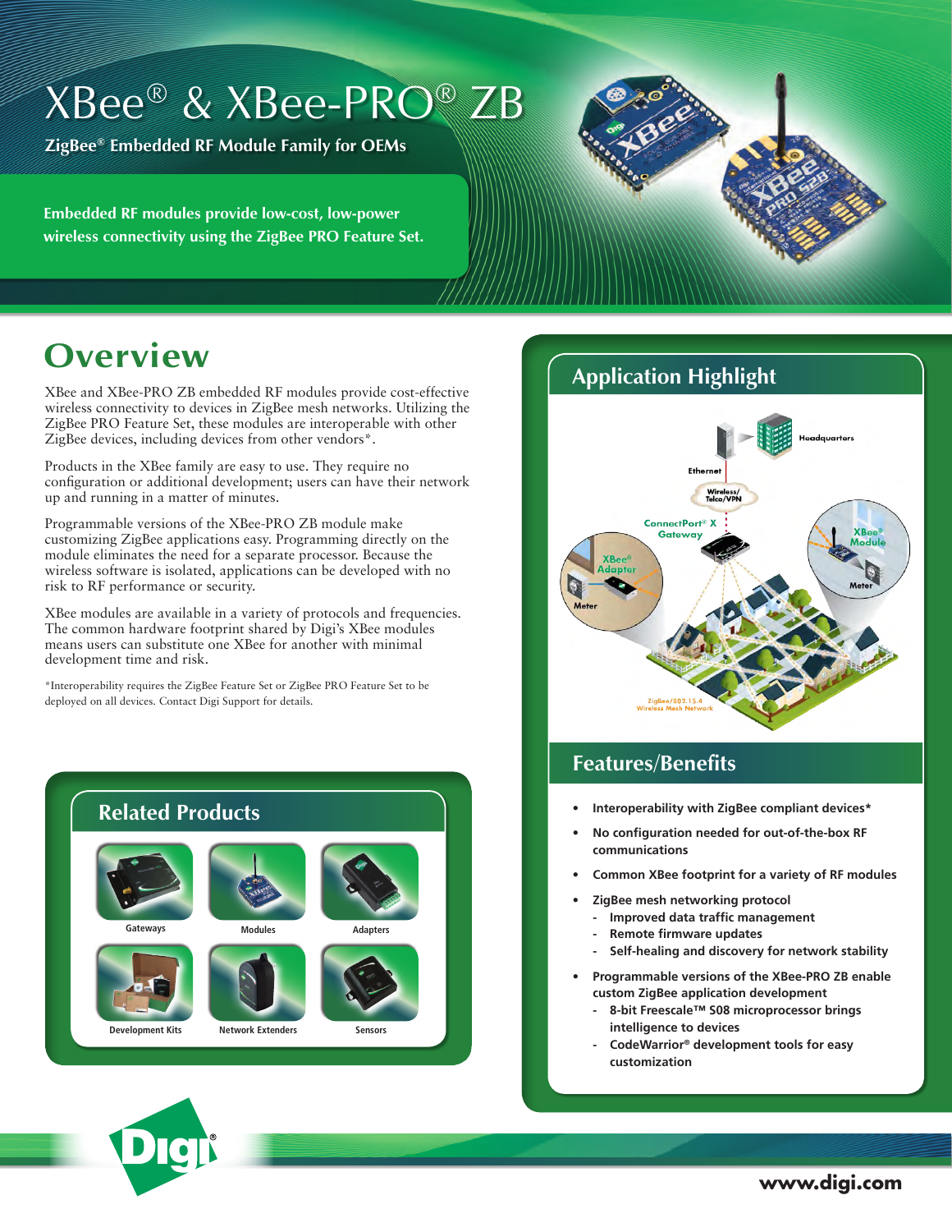# XBee® & XBee-PRO® ZB

**ZigBee® Embedded RF Module Family for OEMs**

**Embedded RF modules provide low-cost, low-power wireless connectivity using the ZigBee PRO Feature Set.**

## Overview

XBee and XBee-PRO ZB embedded RF modules provide cost-effective wireless connectivity to devices in ZigBee mesh networks. Utilizing the ZigBee PRO Feature Set, these modules are interoperable with other ZigBee devices, including devices from other vendors*.

Products in the XBee family are easy to use. They require no configuration or additional development; users can have their network up and running in a matter of minutes.

Programmable versions of the XBee-PRO ZB module make customizing ZigBee applications easy. Programming directly on the module eliminates the need for a separate processor. Because the wireless software is isolated, applications can be developed with no risk to RF performance or security.

XBee modules are available in a variety of protocols and frequencies. The common hardware footprint shared by Digi's XBee modules means users can substitute one XBee for another with minimal development time and risk.

*Interoperability requires the ZigBee Feature Set or ZigBee PRO Feature Set to be deployed on all devices. Contact Digi Support for details.

## Related Products

- Gateways
- Modules
- Adapters
- Development Kits
- Network Extenders
- Sensors

## Application Highlight

Headquarters

Ethernet

Wireless/Telco/VPN

ConnectPort® X Gateway

XBee® Adapter

XBee® Module

Meter

Meter

ZigBee/802.15.4 Wireless Mesh Network

## Features/Benefits

- **Interoperability with ZigBee compliant devices***
- **No configuration needed for out-of-the-box RF communications**
- **Common XBee footprint for a variety of RF modules**
- **ZigBee mesh networking protocol**
  - **Improved data traffic management**
  - **Remote firmware updates**
  - **Self-healing and discovery for network stability**
- **Programmable versions of the XBee-PRO ZB enable custom ZigBee application development**
  - **8-bit Freescale™ S08 microprocessor brings intelligence to devices**
  - **CodeWarrior® development tools for easy customization**

**www.digi.com**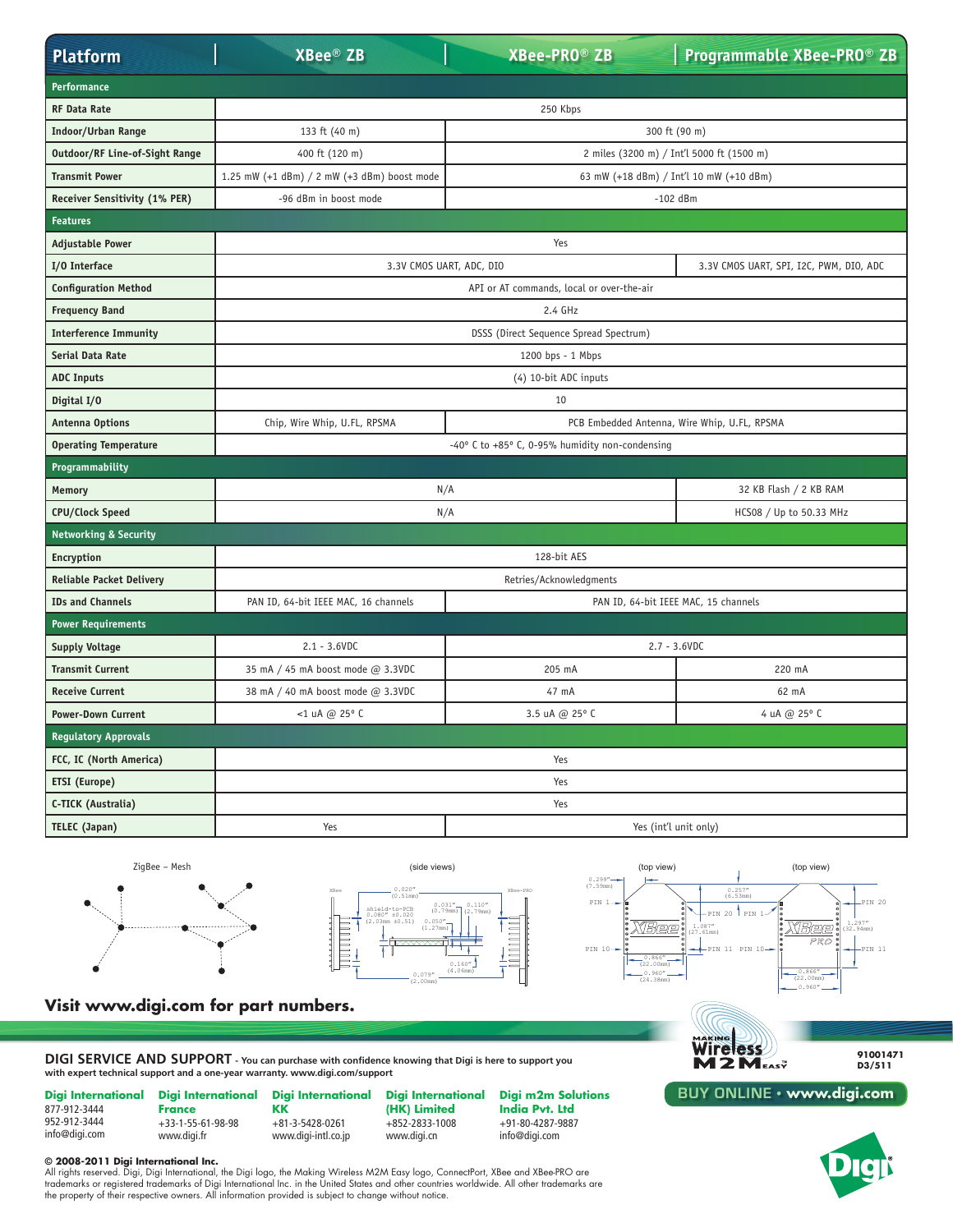| Platform | XBee® ZB | XBee-PRO® ZB | Programmable XBee-PRO® ZB |
|---|---|---|---|
| **Performance** | | | |
| RF Data Rate | 250 Kbps | | |
| Indoor/Urban Range | 133 ft (40 m) | 300 ft (90 m) | |
| Outdoor/RF Line-of-Sight Range | 400 ft (120 m) | 2 miles (3200 m) / Int'l 5000 ft (1500 m) | |
| Transmit Power | 1.25 mW (+1 dBm) / 2 mW (+3 dBm) boost mode | 63 mW (+18 dBm) / Int'l 10 mW (+10 dBm) | |
| Receiver Sensitivity (1% PER) | -96 dBm in boost mode | -102 dBm | |
| **Features** | | | |
| Adjustable Power | Yes | | |
| I/O Interface | 3.3V CMOS UART, ADC, DIO | | 3.3V CMOS UART, SPI, I2C, PWM, DIO, ADC |
| Configuration Method | API or AT commands, local or over-the-air | | |
| Frequency Band | 2.4 GHz | | |
| Interference Immunity | DSSS (Direct Sequence Spread Spectrum) | | |
| Serial Data Rate | 1200 bps - 1 Mbps | | |
| ADC Inputs | (4) 10-bit ADC inputs | | |
| Digital I/O | 10 | | |
| Antenna Options | Chip, Wire Whip, U.FL, RPSMA | PCB Embedded Antenna, Wire Whip, U.FL, RPSMA | |
| Operating Temperature | -40° C to +85° C, 0-95% humidity non-condensing | | |
| **Programmability** | | | |
| Memory | N/A | | 32 KB Flash / 2 KB RAM |
| CPU/Clock Speed | N/A | | HCS08 / Up to 50.33 MHz |
| **Networking & Security** | | | |
| Encryption | 128-bit AES | | |
| Reliable Packet Delivery | Retries/Acknowledgments | | |
| IDs and Channels | PAN ID, 64-bit IEEE MAC, 16 channels | PAN ID, 64-bit IEEE MAC, 15 channels | |
| **Power Requirements** | | | |
| Supply Voltage | 2.1 - 3.6VDC | 2.7 - 3.6VDC | |
| Transmit Current | 35 mA / 45 mA boost mode @ 3.3VDC | 205 mA | 220 mA |
| Receive Current | 38 mA / 40 mA boost mode @ 3.3VDC | 47 mA | 62 mA |
| Power-Down Current | <1 uA @ 25° C | 3.5 uA @ 25° C | 4 uA @ 25° C |
| **Regulatory Approvals** | | | |
| FCC, IC (North America) | Yes | | |
| ETSI (Europe) | Yes | | |
| C-TICK (Australia) | Yes | | |
| TELEC (Japan) | Yes | Yes (int'l unit only) | |

ZigBee – Mesh

(side views)

XBee
XBee-PRO
0.020" (0.51mm)
shield-to-PCB 0.080" ±0.020 (2.03mm ±0.51)
0.031" (0.79mm)
0.110" (2.79mm)
0.050" (1.27mm)
0.160" (4.06mm)
0.079" (2.00mm)

(top view)

0.299" (7.59mm)
0.257" (6.53mm)
1.087" (27.61mm)
0.866" (22.00mm)
0.960" (24.38mm)
PIN 1
PIN 10
PIN 11
PIN 20

(top view)

1.297" (32.94mm)
0.866" (22.00mm)
0.960"
PIN 1
PIN 10
PIN 11
PIN 20

**Visit www.digi.com for part numbers.**

**DIGI SERVICE AND SUPPORT** - You can purchase with confidence knowing that Digi is here to support you with expert technical support and a one-year warranty. www.digi.com/support

**Digi International**
877-912-3444
952-912-3444
info@digi.com

**Digi International France**
+33-1-55-61-98-98
www.digi.fr

**Digi International KK**
+81-3-5428-0261
www.digi-intl.co.jp

**Digi International (HK) Limited**
+852-2833-1008
www.digi.cn

**Digi m2m Solutions India Pvt. Ltd**
+91-80-4287-9887
info@digi.com

91001471
D3/511

BUY ONLINE • www.digi.com

**© 2008-2011 Digi International Inc.**
All rights reserved. Digi, Digi International, the Digi logo, the Making Wireless M2M Easy logo, ConnectPort, XBee and XBee-PRO are trademarks or registered trademarks of Digi International Inc. in the United States and other countries worldwide. All other trademarks are the property of their respective owners. All information provided is subject to change without notice.